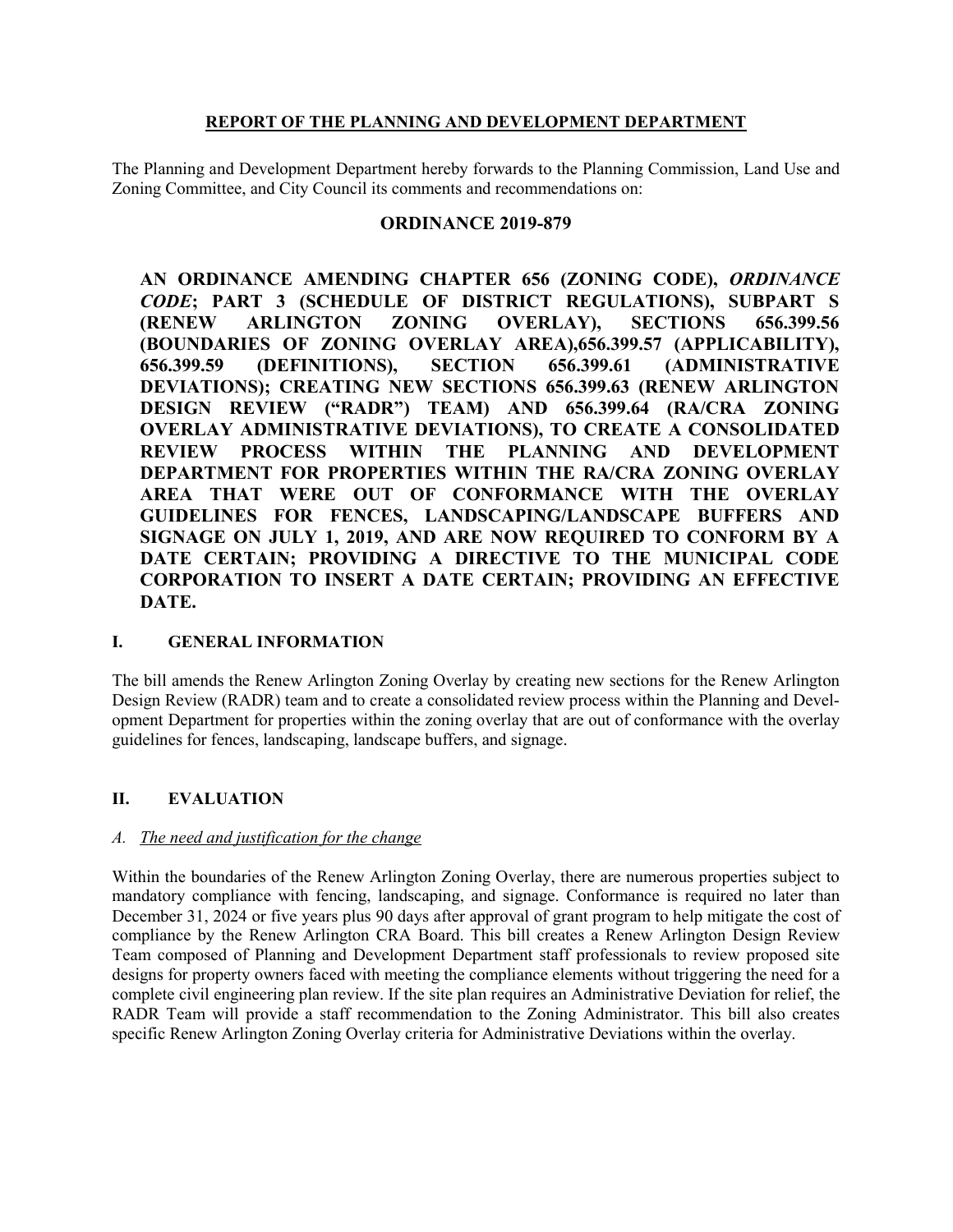## REPORT OF THE PLANNING AND DEVELOPMENT DEPARTMENT

The Planning and Development Department hereby forwards to the Planning Commission, Land Use and Zoning Committee, and City Council its comments and recommendations on:

## ORDINANCE 2019-879

**AN ORDINANCE AMENDING CHAPTER 656 (ZONING CODE), *ORDINANCE CODE*; PART 3 (SCHEDULE OF DISTRICT REGULATIONS), SUBPART S (RENEW ARLINGTON ZONING OVERLAY), SECTIONS 656.399.56 (BOUNDARIES OF ZONING OVERLAY AREA),656.399.57 (APPLICABILITY), 656.399.59 (DEFINITIONS), SECTION 656.399.61 (ADMINISTRATIVE DEVIATIONS); CREATING NEW SECTIONS 656.399.63 (RENEW ARLINGTON DESIGN REVIEW ("RADR") TEAM) AND 656.399.64 (RA/CRA ZONING OVERLAY ADMINISTRATIVE DEVIATIONS), TO CREATE A CONSOLIDATED REVIEW PROCESS WITHIN THE PLANNING AND DEVELOPMENT DEPARTMENT FOR PROPERTIES WITHIN THE RA/CRA ZONING OVERLAY AREA THAT WERE OUT OF CONFORMANCE WITH THE OVERLAY GUIDELINES FOR FENCES, LANDSCAPING/LANDSCAPE BUFFERS AND SIGNAGE ON JULY 1, 2019, AND ARE NOW REQUIRED TO CONFORM BY A DATE CERTAIN; PROVIDING A DIRECTIVE TO THE MUNICIPAL CODE CORPORATION TO INSERT A DATE CERTAIN; PROVIDING AN EFFECTIVE DATE.**

### I. GENERAL INFORMATION

The bill amends the Renew Arlington Zoning Overlay by creating new sections for the Renew Arlington Design Review (RADR) team and to create a consolidated review process within the Planning and Development Department for properties within the zoning overlay that are out of conformance with the overlay guidelines for fences, landscaping, landscape buffers, and signage.

### II. EVALUATION

*A. The need and justification for the change*

Within the boundaries of the Renew Arlington Zoning Overlay, there are numerous properties subject to mandatory compliance with fencing, landscaping, and signage. Conformance is required no later than December 31, 2024 or five years plus 90 days after approval of grant program to help mitigate the cost of compliance by the Renew Arlington CRA Board. This bill creates a Renew Arlington Design Review Team composed of Planning and Development Department staff professionals to review proposed site designs for property owners faced with meeting the compliance elements without triggering the need for a complete civil engineering plan review. If the site plan requires an Administrative Deviation for relief, the RADR Team will provide a staff recommendation to the Zoning Administrator. This bill also creates specific Renew Arlington Zoning Overlay criteria for Administrative Deviations within the overlay.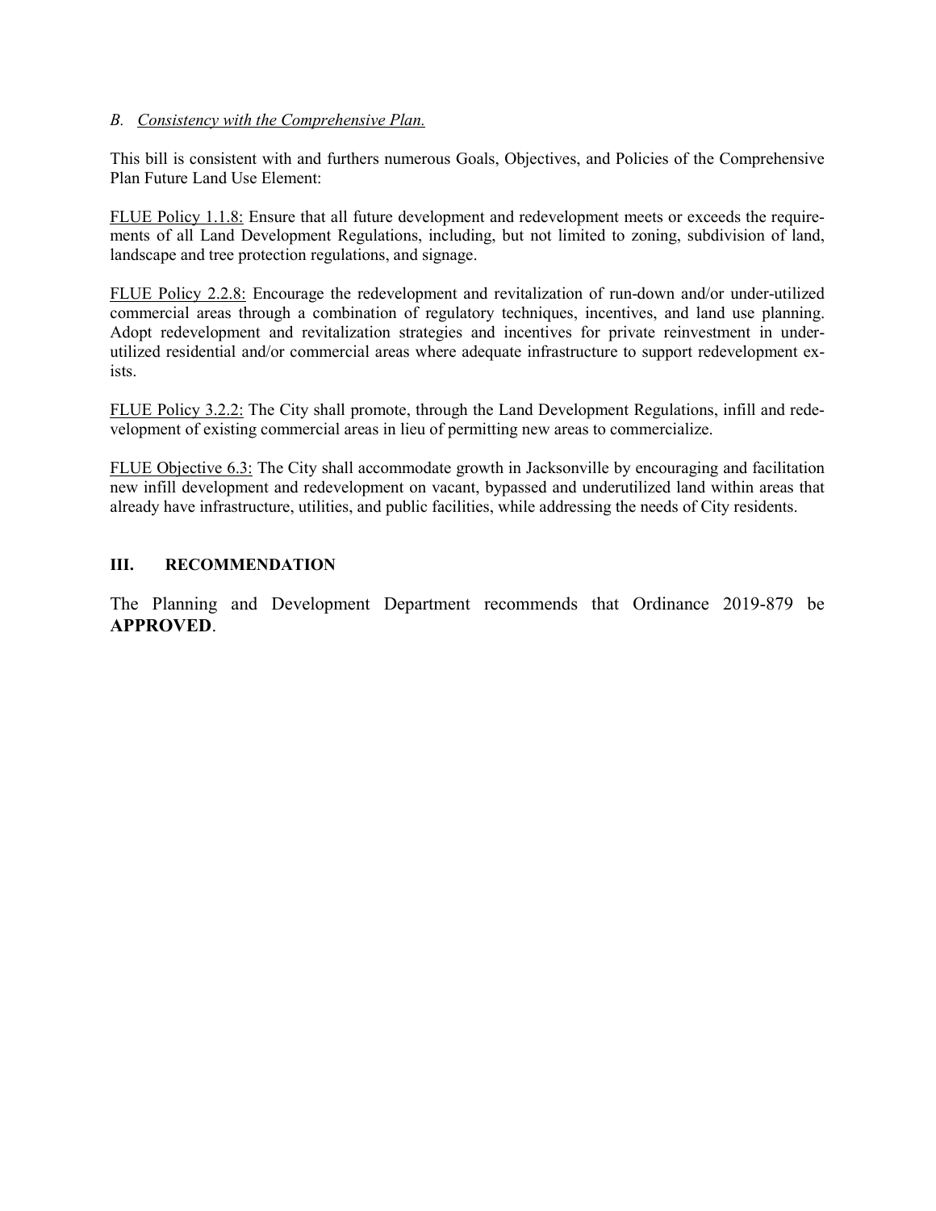*B. Consistency with the Comprehensive Plan.*

This bill is consistent with and furthers numerous Goals, Objectives, and Policies of the Comprehensive Plan Future Land Use Element:

FLUE Policy 1.1.8: Ensure that all future development and redevelopment meets or exceeds the requirements of all Land Development Regulations, including, but not limited to zoning, subdivision of land, landscape and tree protection regulations, and signage.

FLUE Policy 2.2.8: Encourage the redevelopment and revitalization of run-down and/or under-utilized commercial areas through a combination of regulatory techniques, incentives, and land use planning. Adopt redevelopment and revitalization strategies and incentives for private reinvestment in under-utilized residential and/or commercial areas where adequate infrastructure to support redevelopment exists.

FLUE Policy 3.2.2: The City shall promote, through the Land Development Regulations, infill and redevelopment of existing commercial areas in lieu of permitting new areas to commercialize.

FLUE Objective 6.3: The City shall accommodate growth in Jacksonville by encouraging and facilitation new infill development and redevelopment on vacant, bypassed and underutilized land within areas that already have infrastructure, utilities, and public facilities, while addressing the needs of City residents.

## III. RECOMMENDATION

The Planning and Development Department recommends that Ordinance 2019-879 be **APPROVED**.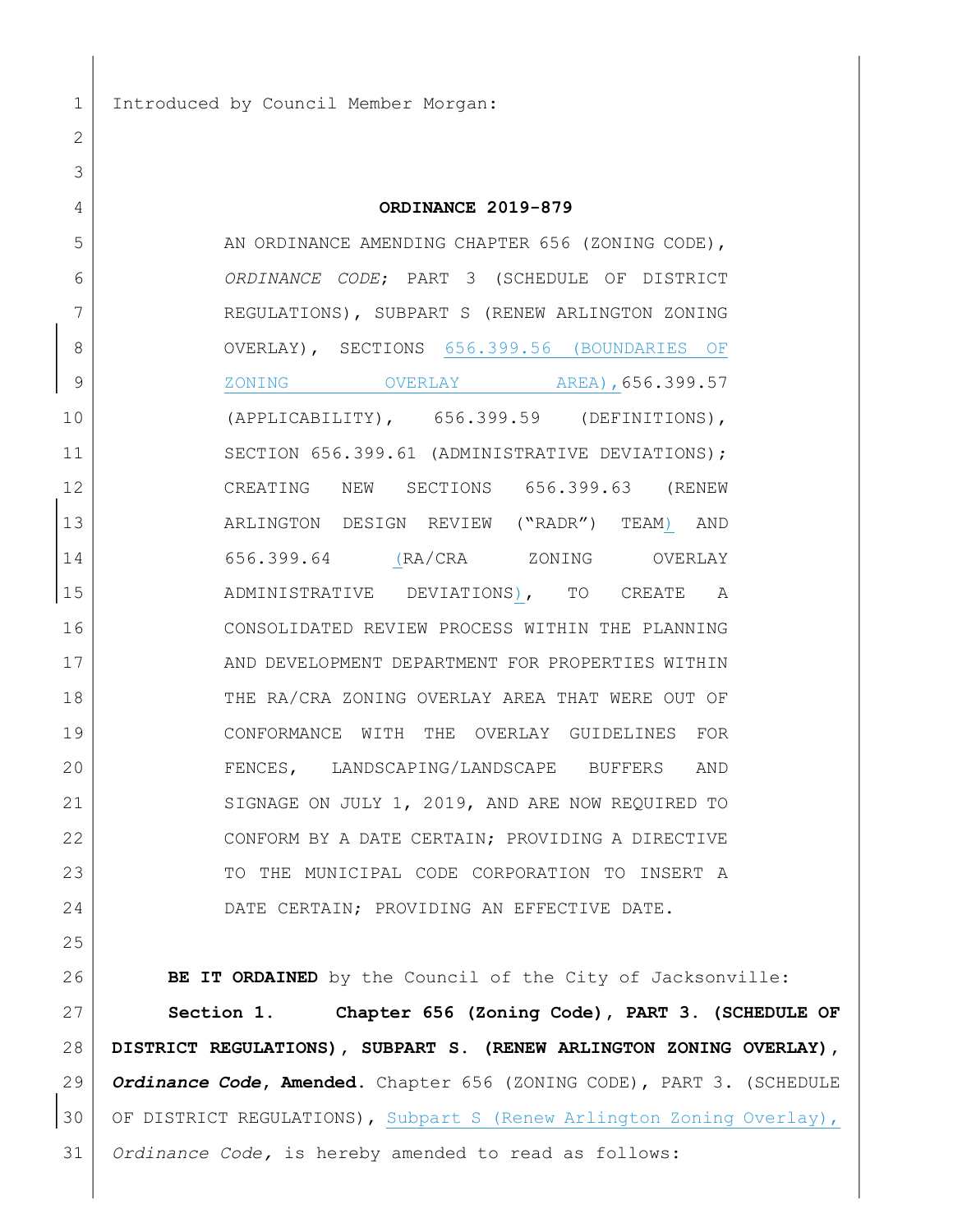Introduced by Council Member Morgan:

**ORDINANCE 2019-879**

AN ORDINANCE AMENDING CHAPTER 656 (ZONING CODE), *ORDINANCE CODE*; PART 3 (SCHEDULE OF DISTRICT REGULATIONS), SUBPART S (RENEW ARLINGTON ZONING OVERLAY), SECTIONS 656.399.56 (BOUNDARIES OF ZONING OVERLAY AREA),656.399.57 (APPLICABILITY), 656.399.59 (DEFINITIONS), SECTION 656.399.61 (ADMINISTRATIVE DEVIATIONS); CREATING NEW SECTIONS 656.399.63 (RENEW ARLINGTON DESIGN REVIEW ("RADR") TEAM) AND 656.399.64 (RA/CRA ZONING OVERLAY ADMINISTRATIVE DEVIATIONS), TO CREATE A CONSOLIDATED REVIEW PROCESS WITHIN THE PLANNING AND DEVELOPMENT DEPARTMENT FOR PROPERTIES WITHIN THE RA/CRA ZONING OVERLAY AREA THAT WERE OUT OF CONFORMANCE WITH THE OVERLAY GUIDELINES FOR FENCES, LANDSCAPING/LANDSCAPE BUFFERS AND SIGNAGE ON JULY 1, 2019, AND ARE NOW REQUIRED TO CONFORM BY A DATE CERTAIN; PROVIDING A DIRECTIVE TO THE MUNICIPAL CODE CORPORATION TO INSERT A DATE CERTAIN; PROVIDING AN EFFECTIVE DATE.

**BE IT ORDAINED** by the Council of the City of Jacksonville:

**Section 1. Chapter 656 (Zoning Code), PART 3. (SCHEDULE OF DISTRICT REGULATIONS), SUBPART S. (RENEW ARLINGTON ZONING OVERLAY), *Ordinance Code*, Amended.** Chapter 656 (ZONING CODE), PART 3. (SCHEDULE OF DISTRICT REGULATIONS), Subpart S (Renew Arlington Zoning Overlay), *Ordinance Code,* is hereby amended to read as follows: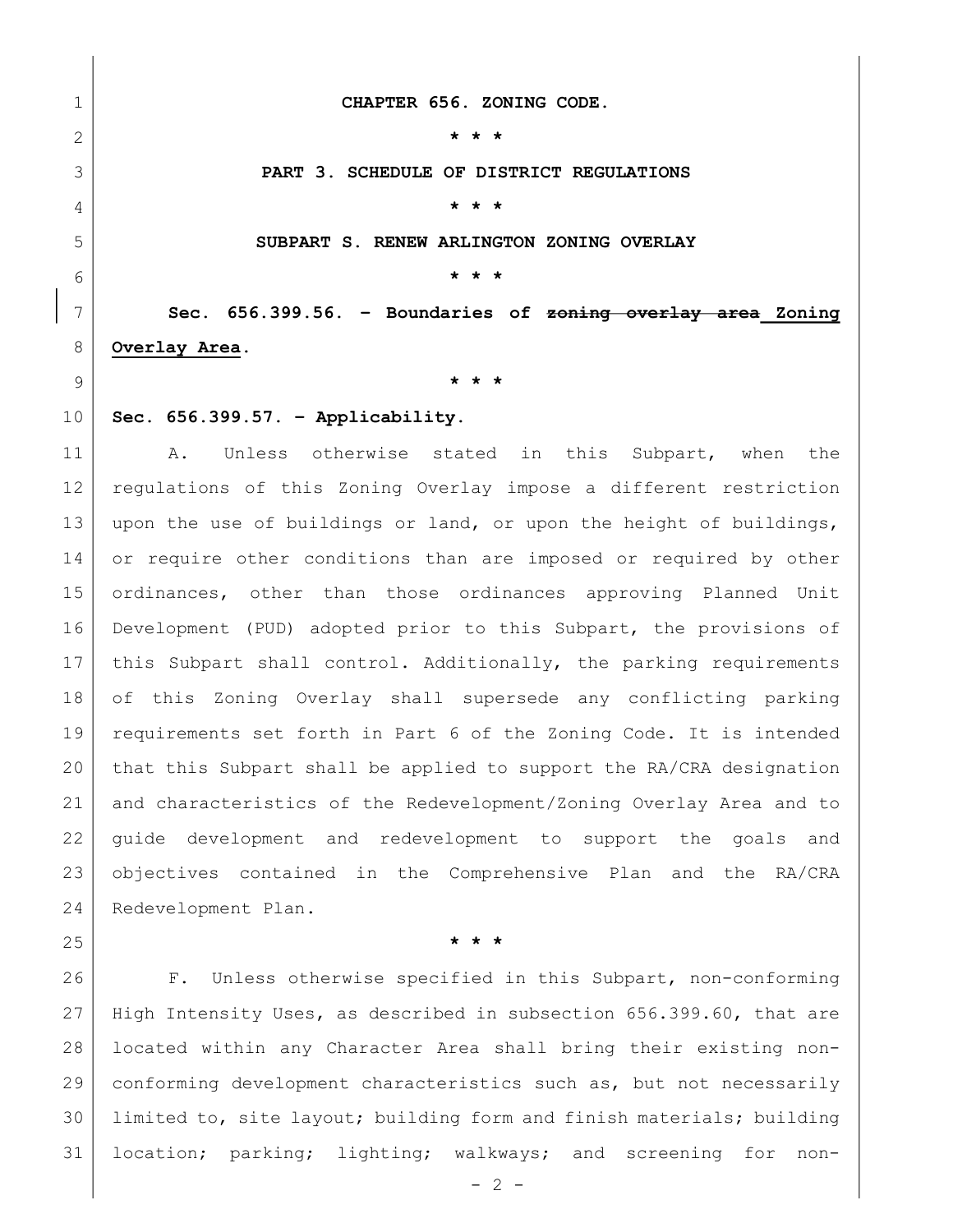**CHAPTER 656. ZONING CODE.**

**\* \* \***

**PART 3. SCHEDULE OF DISTRICT REGULATIONS**

**\* \* \***

**SUBPART S. RENEW ARLINGTON ZONING OVERLAY**

**\* \* \***

**Sec. 656.399.56. – Boundaries of ~~zoning overlay area~~ <u>Zoning Overlay Area</u>.**

**\* \* \***

**Sec. 656.399.57. – Applicability.**

A. Unless otherwise stated in this Subpart, when the regulations of this Zoning Overlay impose a different restriction upon the use of buildings or land, or upon the height of buildings, or require other conditions than are imposed or required by other ordinances, other than those ordinances approving Planned Unit Development (PUD) adopted prior to this Subpart, the provisions of this Subpart shall control. Additionally, the parking requirements of this Zoning Overlay shall supersede any conflicting parking requirements set forth in Part 6 of the Zoning Code. It is intended that this Subpart shall be applied to support the RA/CRA designation and characteristics of the Redevelopment/Zoning Overlay Area and to guide development and redevelopment to support the goals and objectives contained in the Comprehensive Plan and the RA/CRA Redevelopment Plan.

**\* \* \***

F. Unless otherwise specified in this Subpart, non-conforming High Intensity Uses, as described in subsection 656.399.60, that are located within any Character Area shall bring their existing non-conforming development characteristics such as, but not necessarily limited to, site layout; building form and finish materials; building location; parking; lighting; walkways; and screening for non-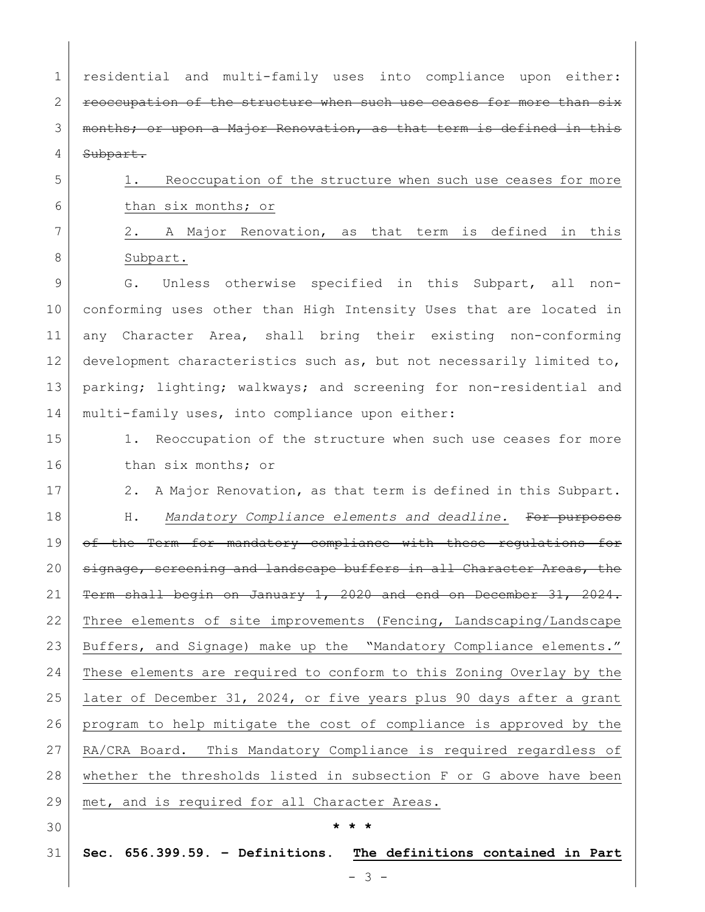residential and multi-family uses into compliance upon either: ~~reoccupation of the structure when such use ceases for more than six months; or upon a Major Renovation, as that term is defined in this Subpart.~~

<u>1. Reoccupation of the structure when such use ceases for more than six months; or</u>

<u>2. A Major Renovation, as that term is defined in this Subpart.</u>

G. Unless otherwise specified in this Subpart, all non-conforming uses other than High Intensity Uses that are located in any Character Area, shall bring their existing non-conforming development characteristics such as, but not necessarily limited to, parking; lighting; walkways; and screening for non-residential and multi-family uses, into compliance upon either:

1. Reoccupation of the structure when such use ceases for more than six months; or

2. A Major Renovation, as that term is defined in this Subpart.

H. *Mandatory Compliance elements and deadline.* ~~For purposes of the Term for mandatory compliance with these regulations for signage, screening and landscape buffers in all Character Areas, the Term shall begin on January 1, 2020 and end on December 31, 2024.~~ <u>Three elements of site improvements (Fencing, Landscaping/Landscape Buffers, and Signage) make up the "Mandatory Compliance elements." These elements are required to conform to this Zoning Overlay by the later of December 31, 2024, or five years plus 90 days after a grant program to help mitigate the cost of compliance is approved by the RA/CRA Board. This Mandatory Compliance is required regardless of whether the thresholds listed in subsection F or G above have been met, and is required for all Character Areas.</u>

\* \* \*

**Sec. 656.399.59. – Definitions.** **<u>The definitions contained in Part</u>**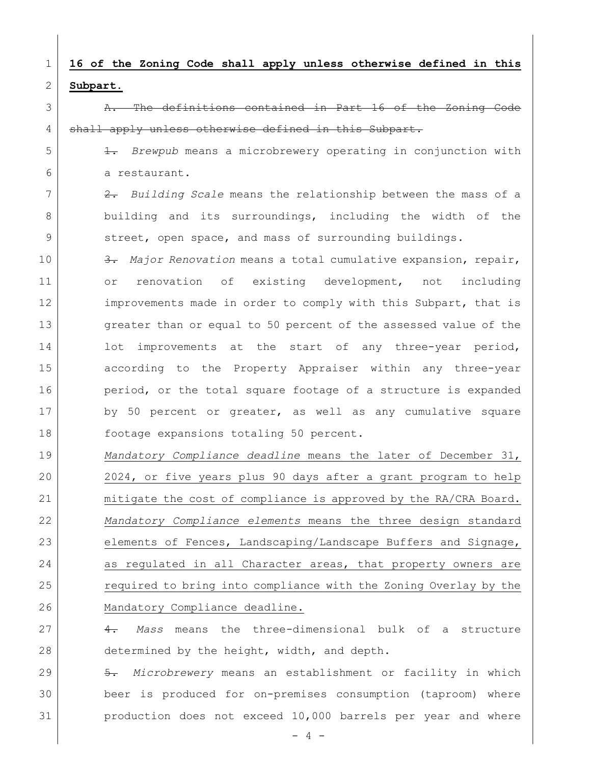**16 of the Zoning Code shall apply unless otherwise defined in this Subpart.**

~~A. The definitions contained in Part 16 of the Zoning Code shall apply unless otherwise defined in this Subpart.~~

~~1.~~ *Brewpub* means a microbrewery operating in conjunction with a restaurant.

~~2.~~ *Building Scale* means the relationship between the mass of a building and its surroundings, including the width of the street, open space, and mass of surrounding buildings.

~~3.~~ *Major Renovation* means a total cumulative expansion, repair, or renovation of existing development, not including improvements made in order to comply with this Subpart, that is greater than or equal to 50 percent of the assessed value of the lot improvements at the start of any three-year period, according to the Property Appraiser within any three-year period, or the total square footage of a structure is expanded by 50 percent or greater, as well as any cumulative square footage expansions totaling 50 percent.

<u>*Mandatory Compliance deadline* means the later of December 31, 2024, or five years plus 90 days after a grant program to help mitigate the cost of compliance is approved by the RA/CRA Board.</u>

<u>*Mandatory Compliance elements* means the three design standard elements of Fences, Landscaping/Landscape Buffers and Signage, as regulated in all Character areas, that property owners are required to bring into compliance with the Zoning Overlay by the Mandatory Compliance deadline.</u>

~~4.~~ *Mass* means the three-dimensional bulk of a structure determined by the height, width, and depth.

~~5.~~ *Microbrewery* means an establishment or facility in which beer is produced for on-premises consumption (taproom) where production does not exceed 10,000 barrels per year and where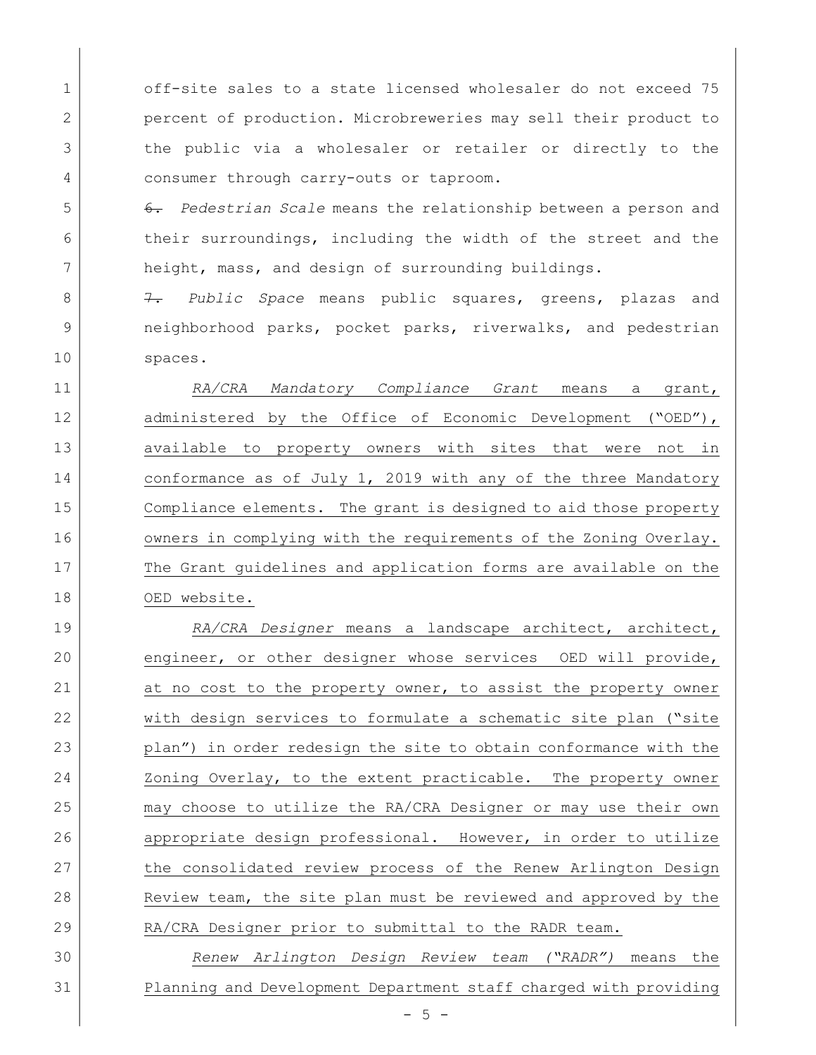off-site sales to a state licensed wholesaler do not exceed 75 percent of production. Microbreweries may sell their product to the public via a wholesaler or retailer or directly to the consumer through carry-outs or taproom.

~~6.~~ *Pedestrian Scale* means the relationship between a person and their surroundings, including the width of the street and the height, mass, and design of surrounding buildings.

~~7.~~ *Public Space* means public squares, greens, plazas and neighborhood parks, pocket parks, riverwalks, and pedestrian spaces.

<u>*RA/CRA Mandatory Compliance Grant* means a grant, administered by the Office of Economic Development ("OED"), available to property owners with sites that were not in conformance as of July 1, 2019 with any of the three Mandatory Compliance elements. The grant is designed to aid those property owners in complying with the requirements of the Zoning Overlay. The Grant guidelines and application forms are available on the OED website.</u>

<u>*RA/CRA Designer* means a landscape architect, architect, engineer, or other designer whose services OED will provide, at no cost to the property owner, to assist the property owner with design services to formulate a schematic site plan ("site plan") in order redesign the site to obtain conformance with the Zoning Overlay, to the extent practicable. The property owner may choose to utilize the RA/CRA Designer or may use their own appropriate design professional. However, in order to utilize the consolidated review process of the Renew Arlington Design Review team, the site plan must be reviewed and approved by the RA/CRA Designer prior to submittal to the RADR team.</u>

<u>*Renew Arlington Design Review team ("RADR")* means the Planning and Development Department staff charged with providing</u>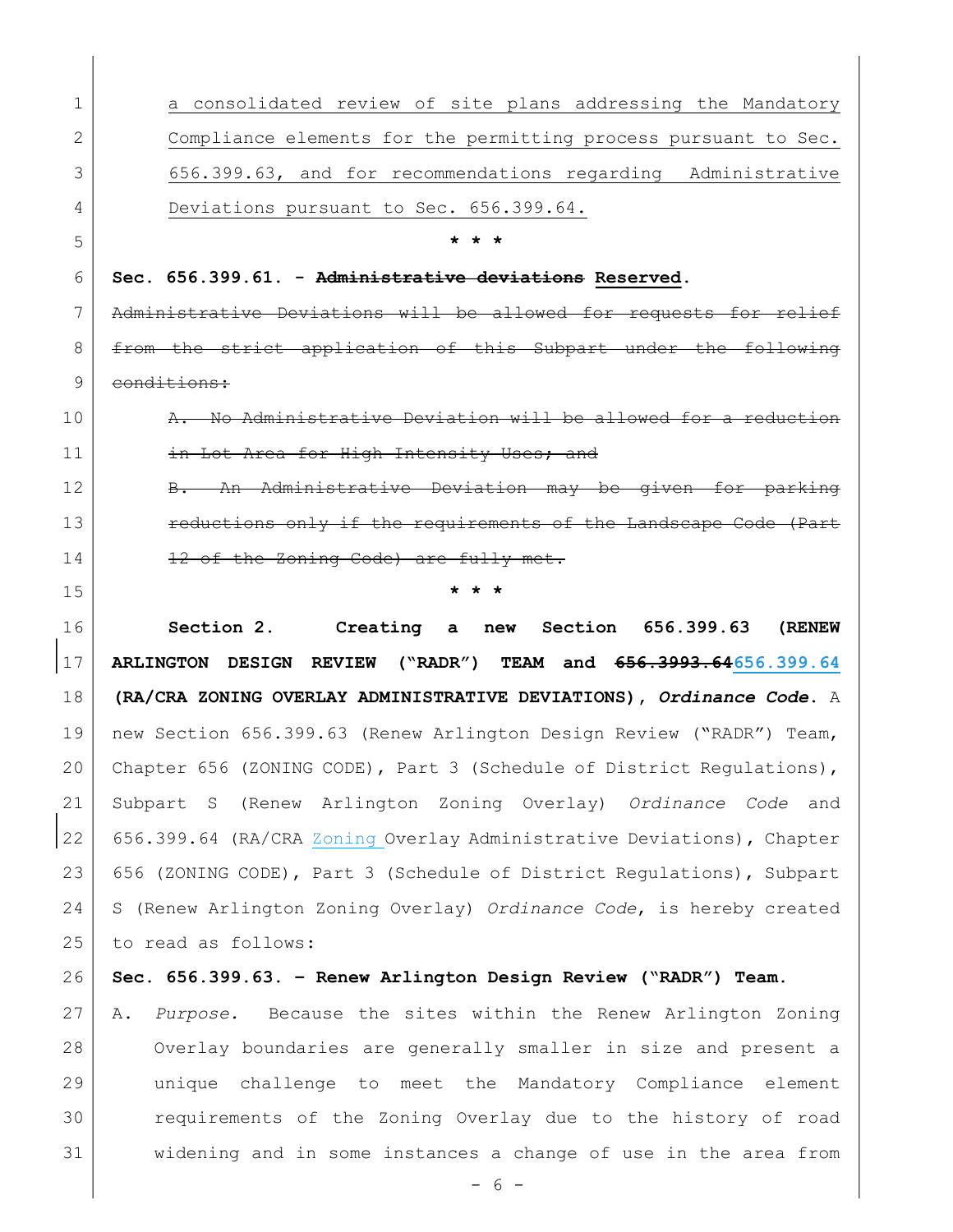a consolidated review of site plans addressing the Mandatory Compliance elements for the permitting process pursuant to Sec. 656.399.63, and for recommendations regarding Administrative Deviations pursuant to Sec. 656.399.64.

\* \* \*

**Sec. 656.399.61. - ~~Administrative deviations~~ Reserved.**

~~Administrative Deviations will be allowed for requests for relief from the strict application of this Subpart under the following conditions:~~

~~A. No Administrative Deviation will be allowed for a reduction in Lot Area for High Intensity Uses; and~~

~~B. An Administrative Deviation may be given for parking reductions only if the requirements of the Landscape Code (Part 12 of the Zoning Code) are fully met.~~

\* \* \*

**Section 2. Creating a new Section 656.399.63 (RENEW ARLINGTON DESIGN REVIEW ("RADR") TEAM and ~~656.3993.64~~656.399.64 (RA/CRA ZONING OVERLAY ADMINISTRATIVE DEVIATIONS), *Ordinance Code*.** A new Section 656.399.63 (Renew Arlington Design Review ("RADR") Team, Chapter 656 (ZONING CODE), Part 3 (Schedule of District Regulations), Subpart S (Renew Arlington Zoning Overlay) *Ordinance Code* and 656.399.64 (RA/CRA Zoning Overlay Administrative Deviations), Chapter 656 (ZONING CODE), Part 3 (Schedule of District Regulations), Subpart S (Renew Arlington Zoning Overlay) *Ordinance Code*, is hereby created to read as follows:

**Sec. 656.399.63. – Renew Arlington Design Review ("RADR") Team.**

A. *Purpose.* Because the sites within the Renew Arlington Zoning Overlay boundaries are generally smaller in size and present a unique challenge to meet the Mandatory Compliance element requirements of the Zoning Overlay due to the history of road widening and in some instances a change of use in the area from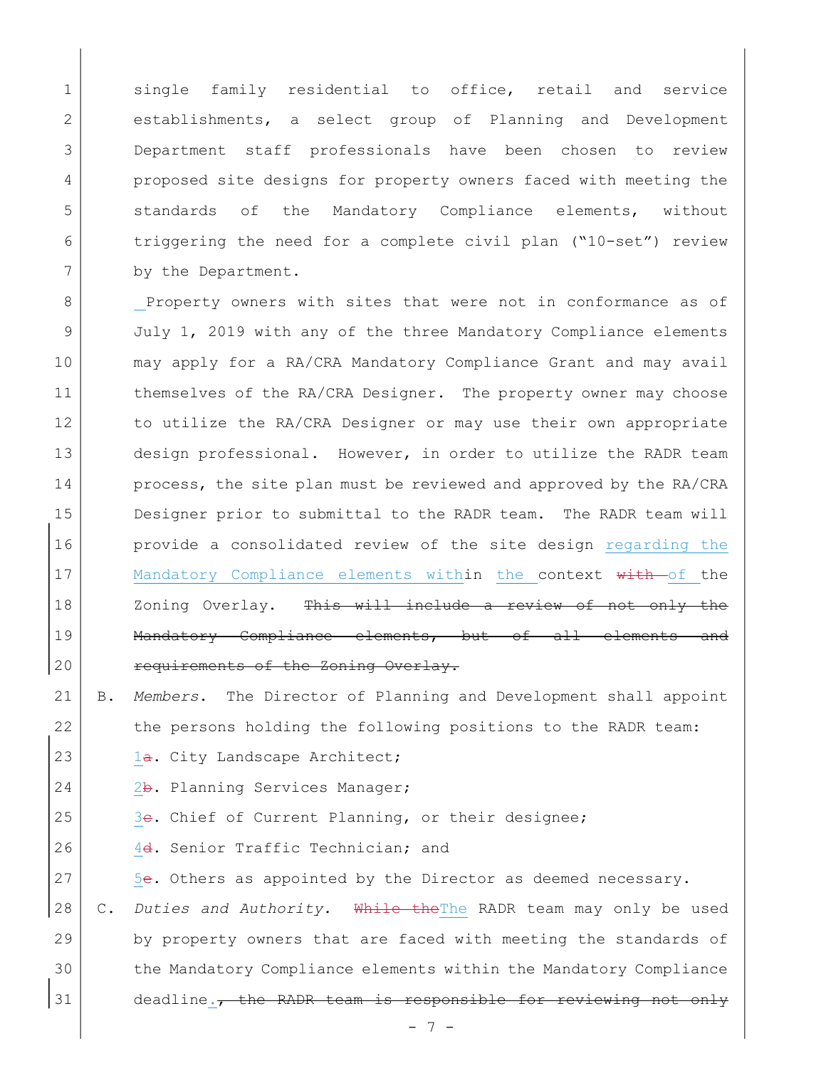single family residential to office, retail and service establishments, a select group of Planning and Development Department staff professionals have been chosen to review proposed site designs for property owners faced with meeting the standards of the Mandatory Compliance elements, without triggering the need for a complete civil plan ("10-set") review by the Department.

Property owners with sites that were not in conformance as of July 1, 2019 with any of the three Mandatory Compliance elements may apply for a RA/CRA Mandatory Compliance Grant and may avail themselves of the RA/CRA Designer. The property owner may choose to utilize the RA/CRA Designer or may use their own appropriate design professional. However, in order to utilize the RADR team process, the site plan must be reviewed and approved by the RA/CRA Designer prior to submittal to the RADR team. The RADR team will provide a consolidated review of the site design regarding the Mandatory Compliance elements within the context ~~with~~ of the Zoning Overlay. ~~This will include a review of not only the Mandatory Compliance elements, but of all elements and requirements of the Zoning Overlay.~~

B. *Members*. The Director of Planning and Development shall appoint the persons holding the following positions to the RADR team:

1~~a~~. City Landscape Architect;

2~~b~~. Planning Services Manager;

3~~c~~. Chief of Current Planning, or their designee;

4~~d~~. Senior Traffic Technician; and

5~~e~~. Others as appointed by the Director as deemed necessary.

C. *Duties and Authority*. ~~While the~~The RADR team may only be used by property owners that are faced with meeting the standards of the Mandatory Compliance elements within the Mandatory Compliance deadline.~~, the RADR team is responsible for reviewing not only~~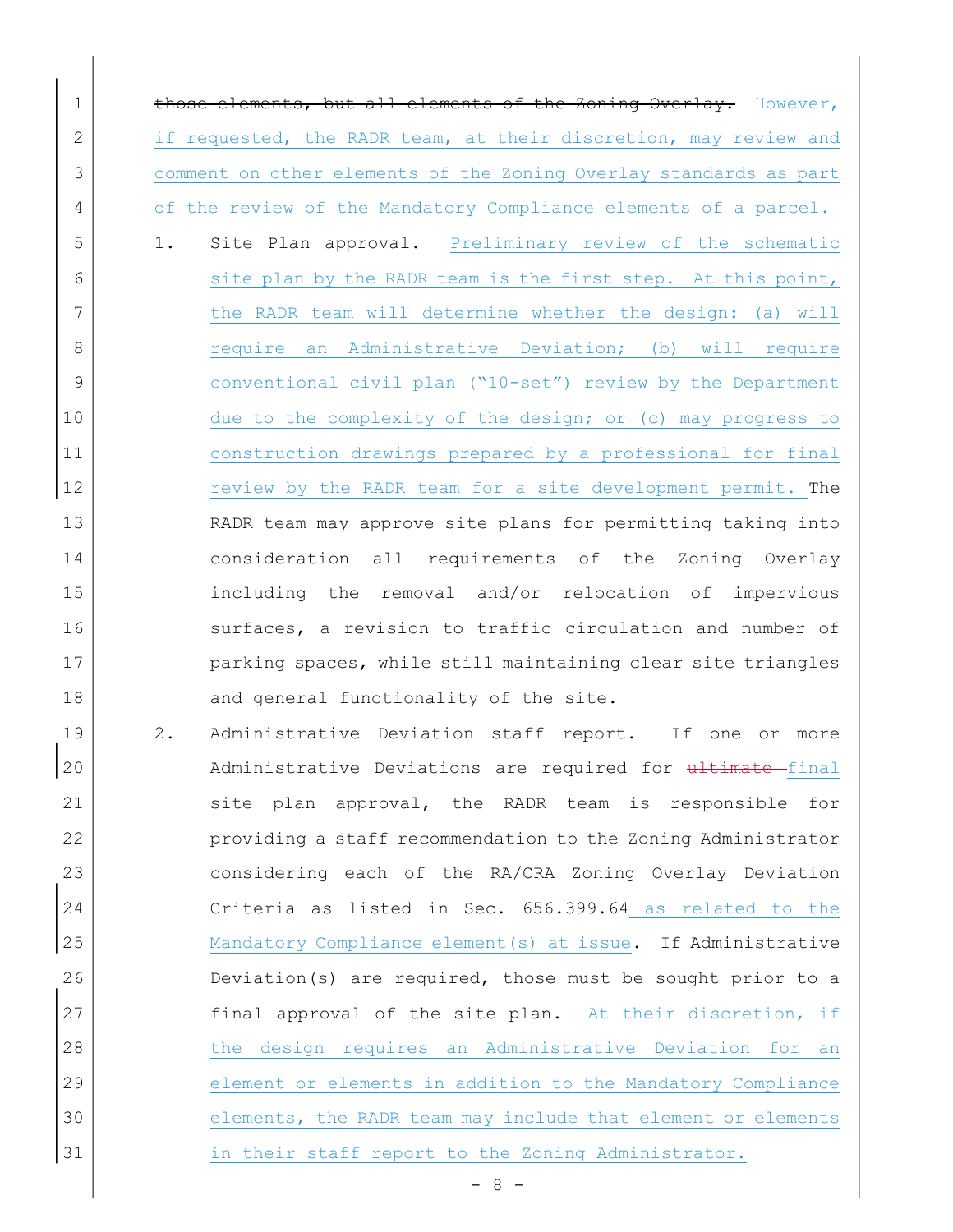~~those elements, but all elements of the Zoning Overlay.~~ However, if requested, the RADR team, at their discretion, may review and comment on other elements of the Zoning Overlay standards as part of the review of the Mandatory Compliance elements of a parcel.

1. Site Plan approval. Preliminary review of the schematic site plan by the RADR team is the first step. At this point, the RADR team will determine whether the design: (a) will require an Administrative Deviation; (b) will require conventional civil plan ("10-set") review by the Department due to the complexity of the design; or (c) may progress to construction drawings prepared by a professional for final review by the RADR team for a site development permit. The RADR team may approve site plans for permitting taking into consideration all requirements of the Zoning Overlay including the removal and/or relocation of impervious surfaces, a revision to traffic circulation and number of parking spaces, while still maintaining clear site triangles and general functionality of the site.

2. Administrative Deviation staff report. If one or more Administrative Deviations are required for ~~ultimate~~ final site plan approval, the RADR team is responsible for providing a staff recommendation to the Zoning Administrator considering each of the RA/CRA Zoning Overlay Deviation Criteria as listed in Sec. 656.399.64 as related to the Mandatory Compliance element(s) at issue. If Administrative Deviation(s) are required, those must be sought prior to a final approval of the site plan. At their discretion, if the design requires an Administrative Deviation for an element or elements in addition to the Mandatory Compliance elements, the RADR team may include that element or elements in their staff report to the Zoning Administrator.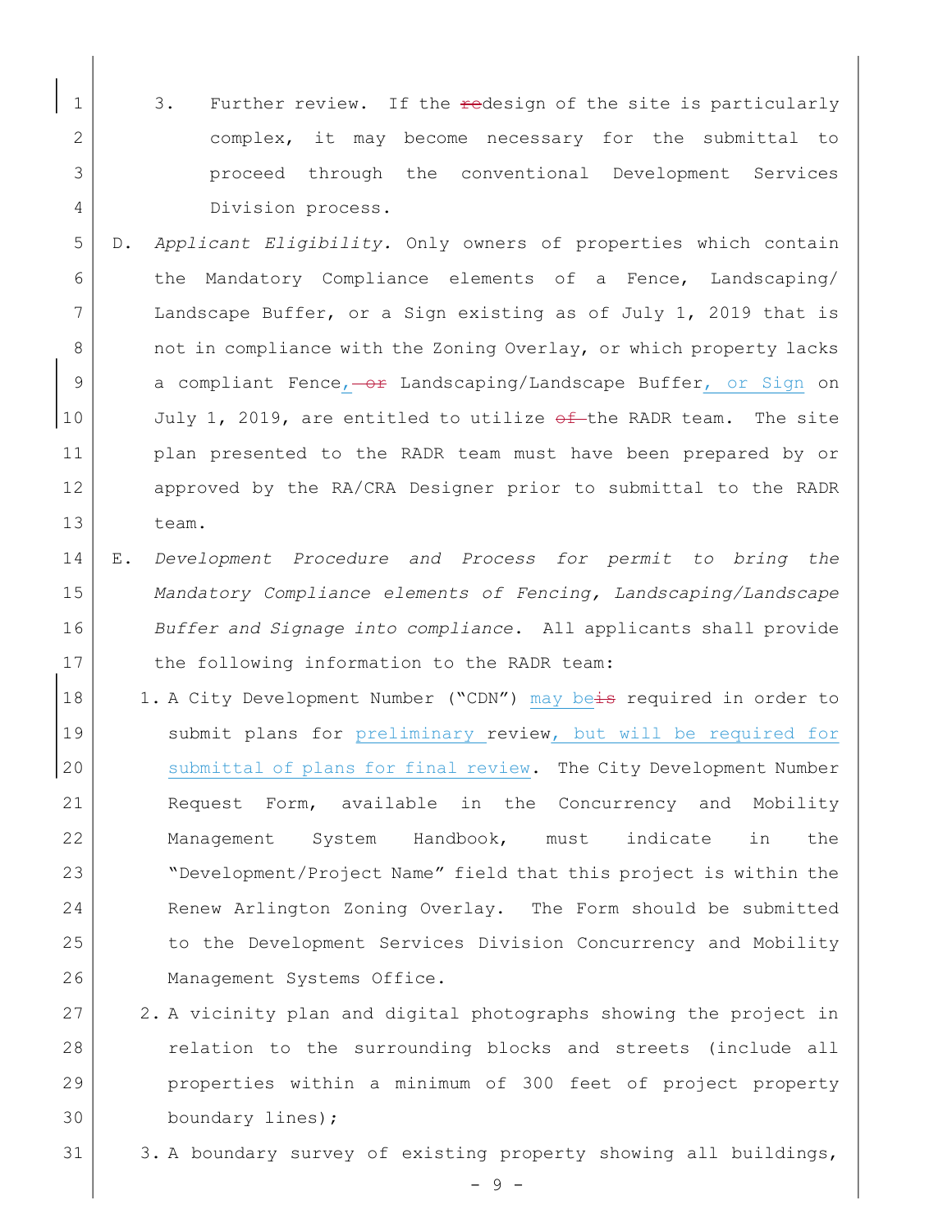3. Further review. If the ~~re~~design of the site is particularly complex, it may become necessary for the submittal to proceed through the conventional Development Services Division process.

D. *Applicant Eligibility.* Only owners of properties which contain the Mandatory Compliance elements of a Fence, Landscaping/ Landscape Buffer, or a Sign existing as of July 1, 2019 that is not in compliance with the Zoning Overlay, or which property lacks a compliant Fence, ~~or~~ Landscaping/Landscape Buffer, or Sign on July 1, 2019, are entitled to utilize ~~of~~ the RADR team. The site plan presented to the RADR team must have been prepared by or approved by the RA/CRA Designer prior to submittal to the RADR team.

E. *Development Procedure and Process for permit to bring the Mandatory Compliance elements of Fencing, Landscaping/Landscape Buffer and Signage into compliance*. All applicants shall provide the following information to the RADR team:

1. A City Development Number ("CDN") may be~~is~~ required in order to submit plans for preliminary review, but will be required for submittal of plans for final review. The City Development Number Request Form, available in the Concurrency and Mobility Management System Handbook, must indicate in the "Development/Project Name" field that this project is within the Renew Arlington Zoning Overlay. The Form should be submitted to the Development Services Division Concurrency and Mobility Management Systems Office.
2. A vicinity plan and digital photographs showing the project in relation to the surrounding blocks and streets (include all properties within a minimum of 300 feet of project property boundary lines);
3. A boundary survey of existing property showing all buildings,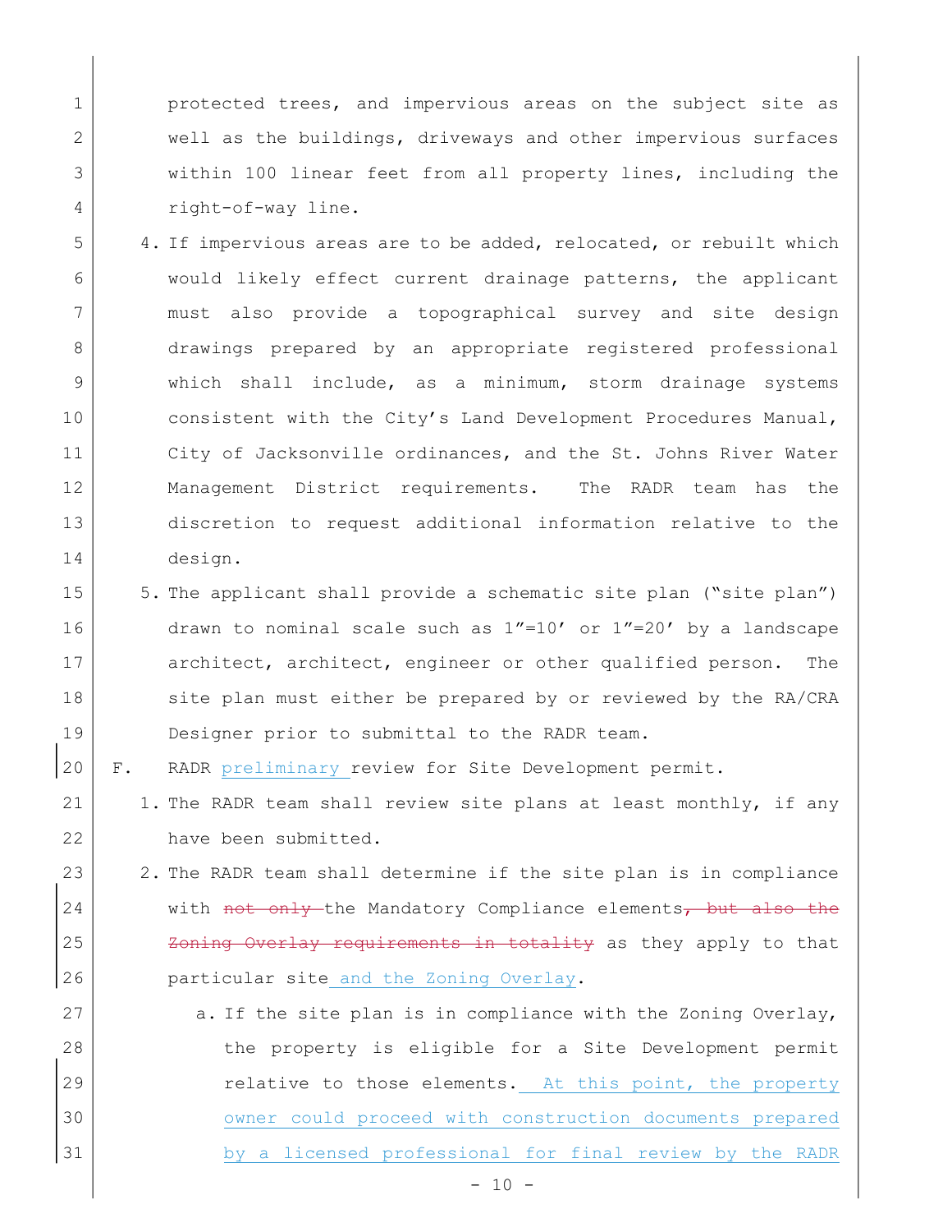protected trees, and impervious areas on the subject site as well as the buildings, driveways and other impervious surfaces within 100 linear feet from all property lines, including the right-of-way line.

4. If impervious areas are to be added, relocated, or rebuilt which would likely effect current drainage patterns, the applicant must also provide a topographical survey and site design drawings prepared by an appropriate registered professional which shall include, as a minimum, storm drainage systems consistent with the City's Land Development Procedures Manual, City of Jacksonville ordinances, and the St. Johns River Water Management District requirements. The RADR team has the discretion to request additional information relative to the design.

5. The applicant shall provide a schematic site plan ("site plan") drawn to nominal scale such as 1"=10' or 1"=20' by a landscape architect, architect, engineer or other qualified person. The site plan must either be prepared by or reviewed by the RA/CRA Designer prior to submittal to the RADR team.

F. RADR preliminary review for Site Development permit.

1. The RADR team shall review site plans at least monthly, if any have been submitted.

2. The RADR team shall determine if the site plan is in compliance with ~~not only~~ the Mandatory Compliance elements~~, but also the Zoning Overlay requirements in totality~~ as they apply to that particular site and the Zoning Overlay.

   a. If the site plan is in compliance with the Zoning Overlay, the property is eligible for a Site Development permit relative to those elements. At this point, the property owner could proceed with construction documents prepared by a licensed professional for final review by the RADR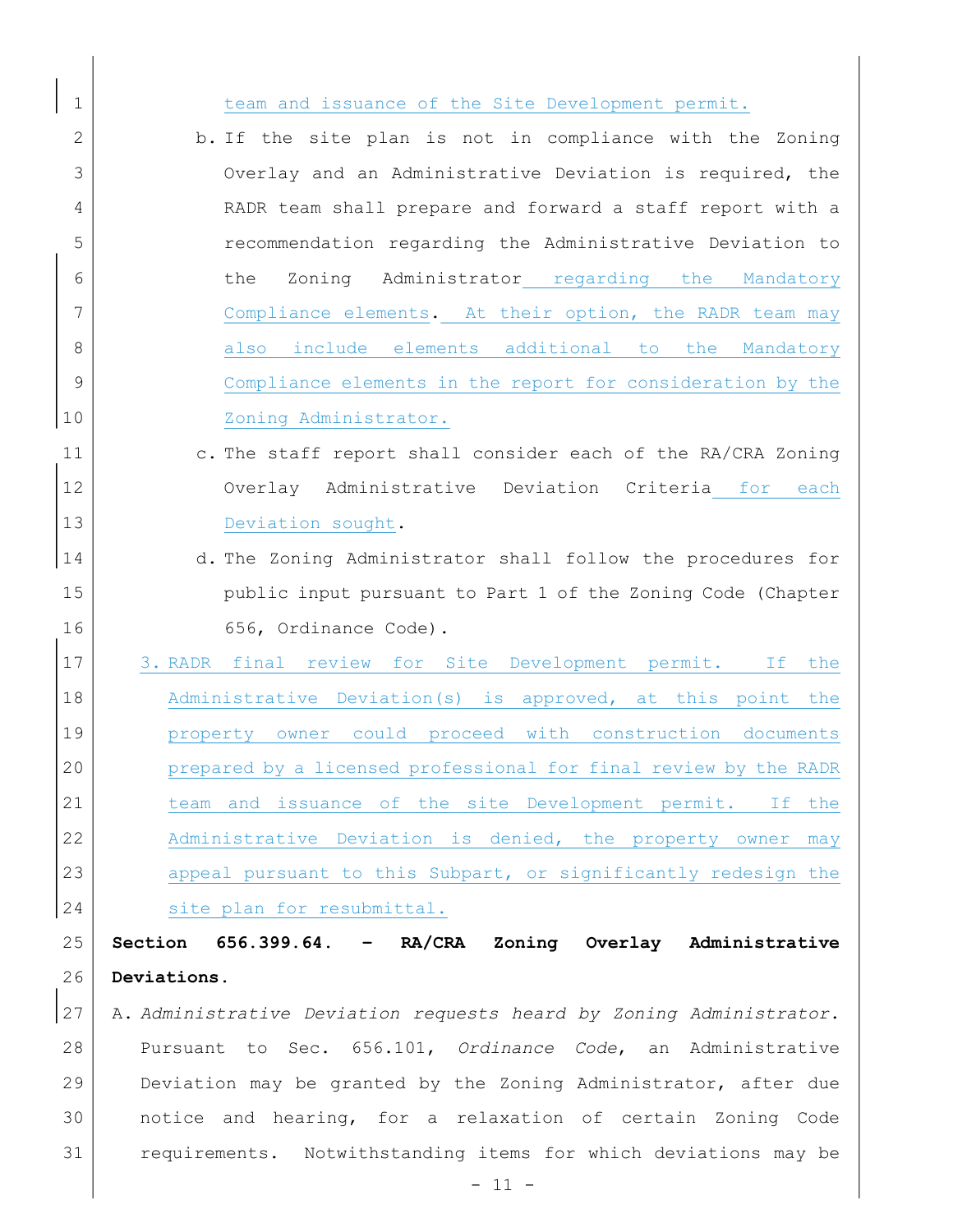team and issuance of the Site Development permit.

b. If the site plan is not in compliance with the Zoning Overlay and an Administrative Deviation is required, the RADR team shall prepare and forward a staff report with a recommendation regarding the Administrative Deviation to the Zoning Administrator regarding the Mandatory Compliance elements. At their option, the RADR team may also include elements additional to the Mandatory Compliance elements in the report for consideration by the Zoning Administrator.

c. The staff report shall consider each of the RA/CRA Zoning Overlay Administrative Deviation Criteria for each Deviation sought.

d. The Zoning Administrator shall follow the procedures for public input pursuant to Part 1 of the Zoning Code (Chapter 656, Ordinance Code).

3. RADR final review for Site Development permit. If the Administrative Deviation(s) is approved, at this point the property owner could proceed with construction documents prepared by a licensed professional for final review by the RADR team and issuance of the site Development permit. If the Administrative Deviation is denied, the property owner may appeal pursuant to this Subpart, or significantly redesign the site plan for resubmittal.

**Section 656.399.64. – RA/CRA Zoning Overlay Administrative Deviations.**

A. *Administrative Deviation requests heard by Zoning Administrator*. Pursuant to Sec. 656.101, *Ordinance Code*, an Administrative Deviation may be granted by the Zoning Administrator, after due notice and hearing, for a relaxation of certain Zoning Code requirements. Notwithstanding items for which deviations may be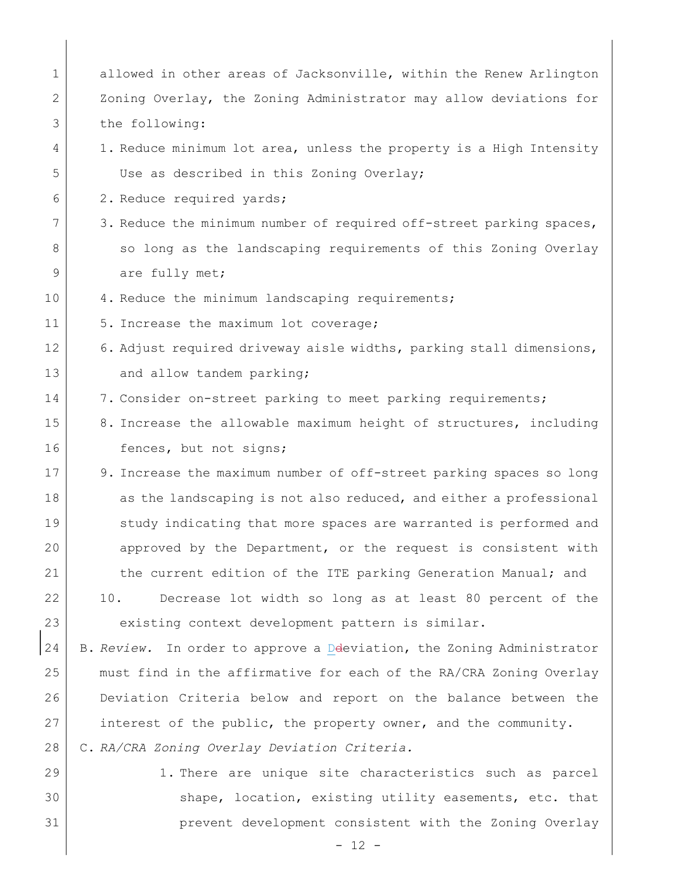allowed in other areas of Jacksonville, within the Renew Arlington Zoning Overlay, the Zoning Administrator may allow deviations for the following:

1. Reduce minimum lot area, unless the property is a High Intensity Use as described in this Zoning Overlay;
2. Reduce required yards;
3. Reduce the minimum number of required off-street parking spaces, so long as the landscaping requirements of this Zoning Overlay are fully met;
4. Reduce the minimum landscaping requirements;
5. Increase the maximum lot coverage;
6. Adjust required driveway aisle widths, parking stall dimensions, and allow tandem parking;
7. Consider on-street parking to meet parking requirements;
8. Increase the allowable maximum height of structures, including fences, but not signs;
9. Increase the maximum number of off-street parking spaces so long as the landscaping is not also reduced, and either a professional study indicating that more spaces are warranted is performed and approved by the Department, or the request is consistent with the current edition of the ITE parking Generation Manual; and
10. Decrease lot width so long as at least 80 percent of the existing context development pattern is similar.

B. *Review.* In order to approve a Ddeviation, the Zoning Administrator must find in the affirmative for each of the RA/CRA Zoning Overlay Deviation Criteria below and report on the balance between the interest of the public, the property owner, and the community.

C. *RA/CRA Zoning Overlay Deviation Criteria.*

1. There are unique site characteristics such as parcel shape, location, existing utility easements, etc. that prevent development consistent with the Zoning Overlay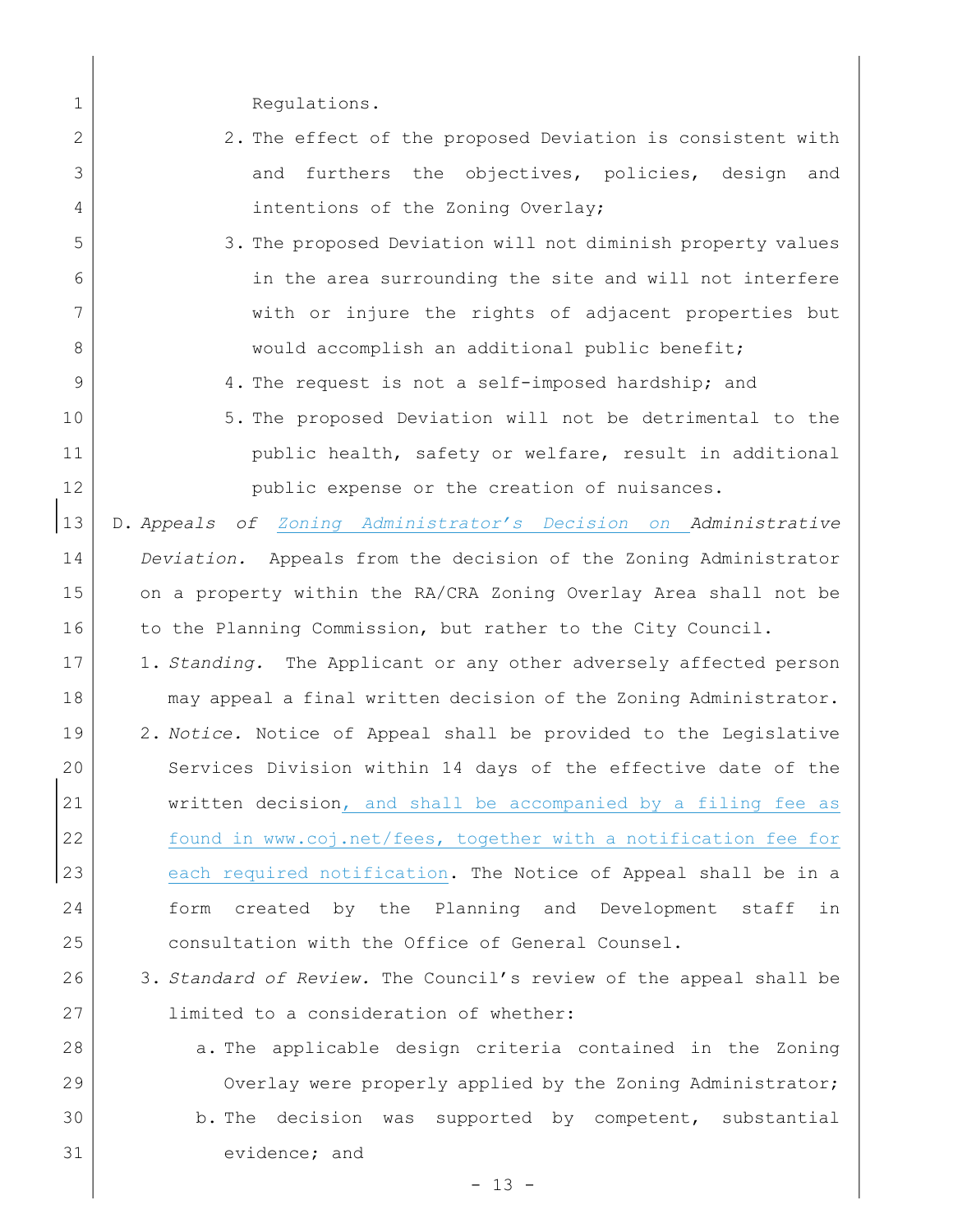Regulations.

2. The effect of the proposed Deviation is consistent with and furthers the objectives, policies, design and intentions of the Zoning Overlay;
3. The proposed Deviation will not diminish property values in the area surrounding the site and will not interfere with or injure the rights of adjacent properties but would accomplish an additional public benefit;
4. The request is not a self-imposed hardship; and
5. The proposed Deviation will not be detrimental to the public health, safety or welfare, result in additional public expense or the creation of nuisances.

D. *Appeals of Zoning Administrator's Decision on Administrative Deviation.* Appeals from the decision of the Zoning Administrator on a property within the RA/CRA Zoning Overlay Area shall not be to the Planning Commission, but rather to the City Council.

1. *Standing.* The Applicant or any other adversely affected person may appeal a final written decision of the Zoning Administrator.
2. *Notice.* Notice of Appeal shall be provided to the Legislative Services Division within 14 days of the effective date of the written decision, and shall be accompanied by a filing fee as found in www.coj.net/fees, together with a notification fee for each required notification. The Notice of Appeal shall be in a form created by the Planning and Development staff in consultation with the Office of General Counsel.
3. *Standard of Review.* The Council's review of the appeal shall be limited to a consideration of whether:
   a. The applicable design criteria contained in the Zoning Overlay were properly applied by the Zoning Administrator;
   b. The decision was supported by competent, substantial evidence; and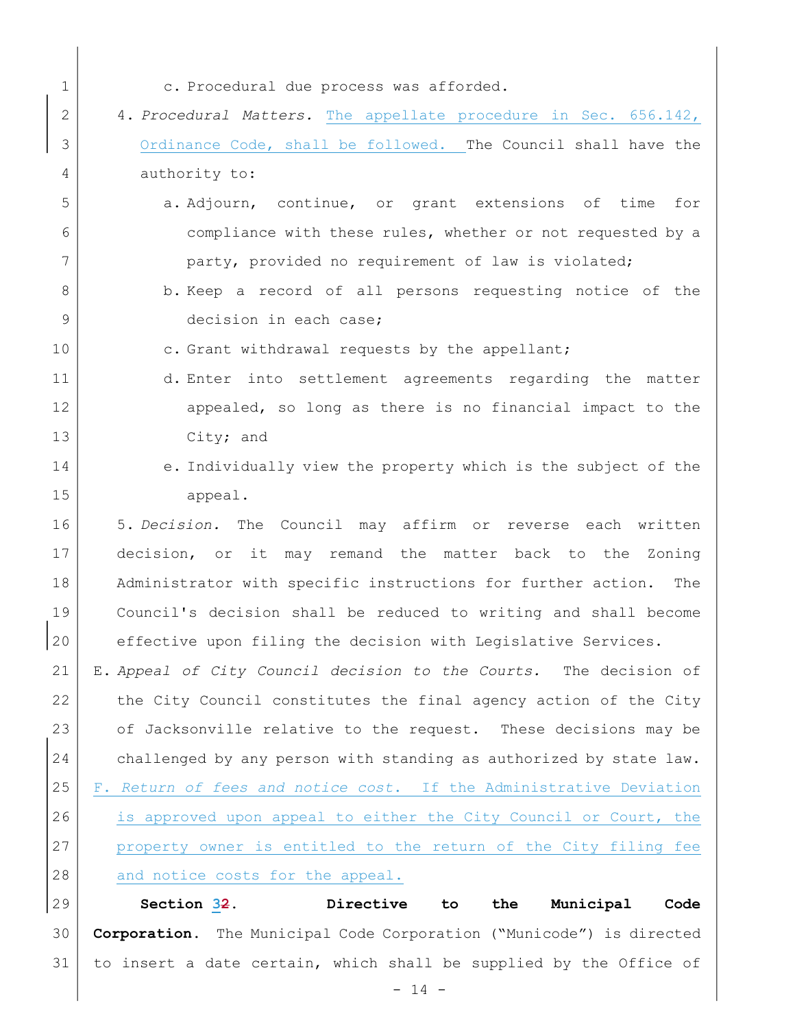c. Procedural due process was afforded.

4. *Procedural Matters.* The appellate procedure in Sec. 656.142, Ordinance Code, shall be followed. The Council shall have the authority to:

   a. Adjourn, continue, or grant extensions of time for compliance with these rules, whether or not requested by a party, provided no requirement of law is violated;

   b. Keep a record of all persons requesting notice of the decision in each case;

   c. Grant withdrawal requests by the appellant;

   d. Enter into settlement agreements regarding the matter appealed, so long as there is no financial impact to the City; and

   e. Individually view the property which is the subject of the appeal.

5. *Decision.* The Council may affirm or reverse each written decision, or it may remand the matter back to the Zoning Administrator with specific instructions for further action. The Council's decision shall be reduced to writing and shall become effective upon filing the decision with Legislative Services.

E. *Appeal of City Council decision to the Courts.* The decision of the City Council constitutes the final agency action of the City of Jacksonville relative to the request. These decisions may be challenged by any person with standing as authorized by state law.

F. *Return of fees and notice cost.* If the Administrative Deviation is approved upon appeal to either the City Council or Court, the property owner is entitled to the return of the City filing fee and notice costs for the appeal.

**Section 3~~2~~. Directive to the Municipal Code Corporation.** The Municipal Code Corporation ("Municode") is directed to insert a date certain, which shall be supplied by the Office of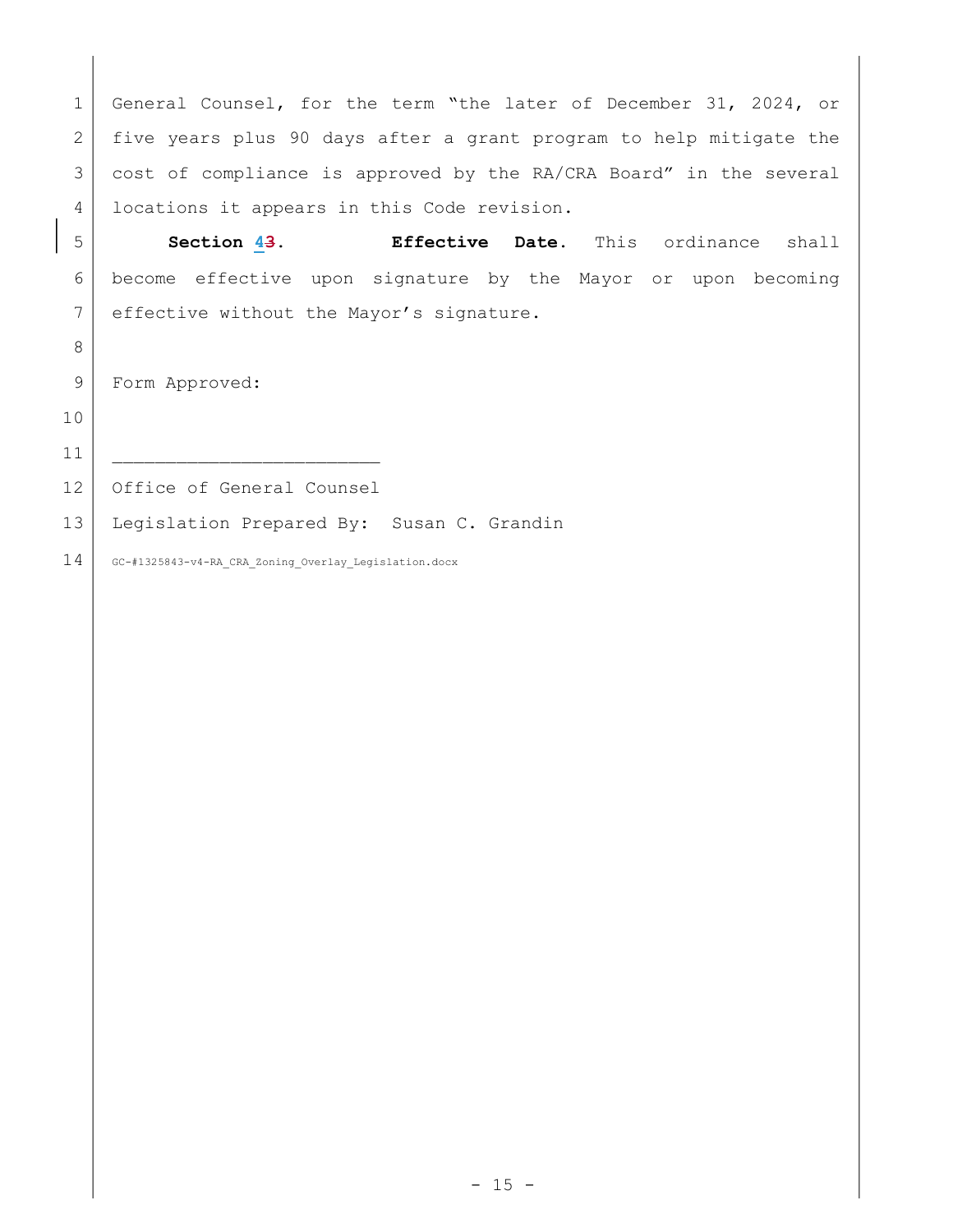General Counsel, for the term "the later of December 31, 2024, or five years plus 90 days after a grant program to help mitigate the cost of compliance is approved by the RA/CRA Board" in the several locations it appears in this Code revision.

**Section** <u>4</u>~~3~~. **Effective Date.** This ordinance shall become effective upon signature by the Mayor or upon becoming effective without the Mayor's signature.

Form Approved:

\_\_\_\_\_\_\_\_\_\_\_\_\_\_\_\_\_\_\_\_\_\_\_\_\_\_

Office of General Counsel

Legislation Prepared By: Susan C. Grandin

GC-#1325843-v4-RA_CRA_Zoning_Overlay_Legislation.docx